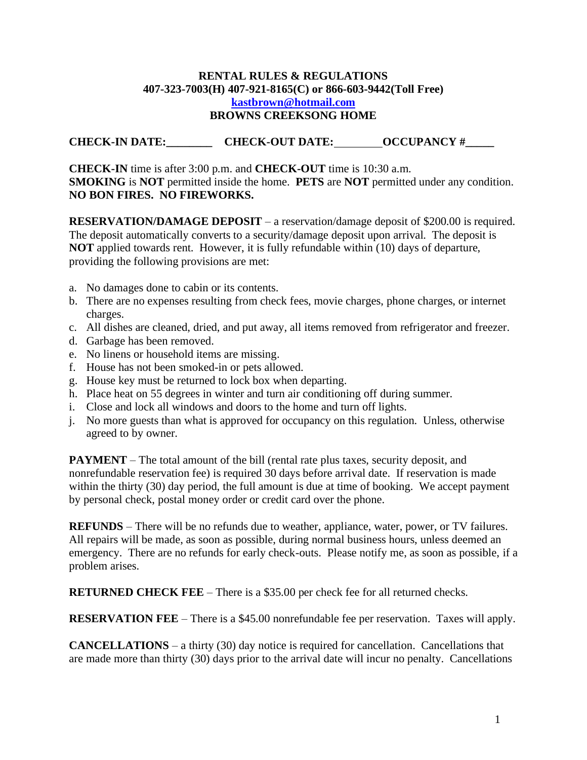**RENTAL RULES & REGULATIONS**
**407-323-7003(H) 407-921-8165(C) or 866-603-9442(Toll Free)**
**[kastbrown@hotmail.com](mailto:kastbrown@hotmail.com)**
**BROWNS CREEKSONG HOME**

**CHECK-IN DATE:________ CHECK-OUT DATE:________OCCUPANCY #_____**

**CHECK-IN** time is after 3:00 p.m. and **CHECK-OUT** time is 10:30 a.m.
**SMOKING** is **NOT** permitted inside the home. **PETS** are **NOT** permitted under any condition.
**NO BON FIRES. NO FIREWORKS.**

**RESERVATION/DAMAGE DEPOSIT** – a reservation/damage deposit of $200.00 is required. The deposit automatically converts to a security/damage deposit upon arrival. The deposit is **NOT** applied towards rent. However, it is fully refundable within (10) days of departure, providing the following provisions are met:

a. No damages done to cabin or its contents.
b. There are no expenses resulting from check fees, movie charges, phone charges, or internet charges.
c. All dishes are cleaned, dried, and put away, all items removed from refrigerator and freezer.
d. Garbage has been removed.
e. No linens or household items are missing.
f. House has not been smoked-in or pets allowed.
g. House key must be returned to lock box when departing.
h. Place heat on 55 degrees in winter and turn air conditioning off during summer.
i. Close and lock all windows and doors to the home and turn off lights.
j. No more guests than what is approved for occupancy on this regulation. Unless, otherwise agreed to by owner.

**PAYMENT** – The total amount of the bill (rental rate plus taxes, security deposit, and nonrefundable reservation fee) is required 30 days before arrival date. If reservation is made within the thirty (30) day period, the full amount is due at time of booking. We accept payment by personal check, postal money order or credit card over the phone.

**REFUNDS** – There will be no refunds due to weather, appliance, water, power, or TV failures. All repairs will be made, as soon as possible, during normal business hours, unless deemed an emergency. There are no refunds for early check-outs. Please notify me, as soon as possible, if a problem arises.

**RETURNED CHECK FEE** – There is a $35.00 per check fee for all returned checks.

**RESERVATION FEE** – There is a $45.00 nonrefundable fee per reservation. Taxes will apply.

**CANCELLATIONS** – a thirty (30) day notice is required for cancellation. Cancellations that are made more than thirty (30) days prior to the arrival date will incur no penalty. Cancellations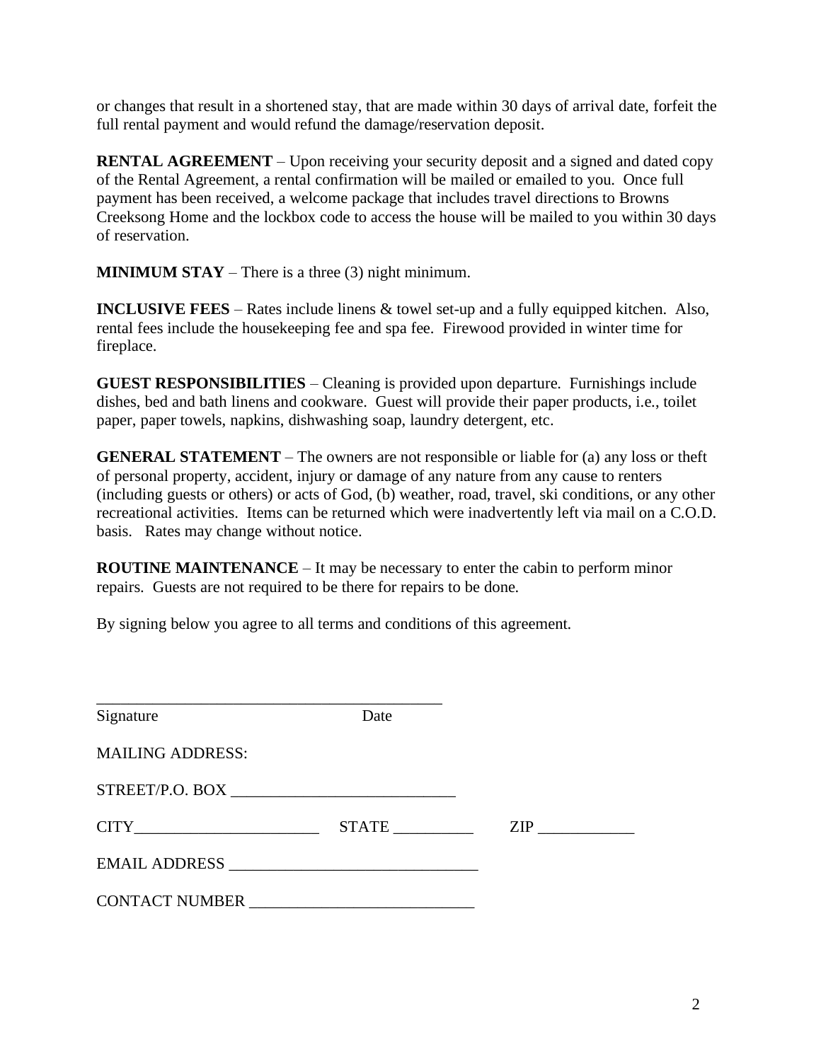or changes that result in a shortened stay, that are made within 30 days of arrival date, forfeit the full rental payment and would refund the damage/reservation deposit.

**RENTAL AGREEMENT** – Upon receiving your security deposit and a signed and dated copy of the Rental Agreement, a rental confirmation will be mailed or emailed to you. Once full payment has been received, a welcome package that includes travel directions to Browns Creeksong Home and the lockbox code to access the house will be mailed to you within 30 days of reservation.

**MINIMUM STAY** – There is a three (3) night minimum.

**INCLUSIVE FEES** – Rates include linens & towel set-up and a fully equipped kitchen. Also, rental fees include the housekeeping fee and spa fee. Firewood provided in winter time for fireplace.

**GUEST RESPONSIBILITIES** – Cleaning is provided upon departure. Furnishings include dishes, bed and bath linens and cookware. Guest will provide their paper products, i.e., toilet paper, paper towels, napkins, dishwashing soap, laundry detergent, etc.

**GENERAL STATEMENT** – The owners are not responsible or liable for (a) any loss or theft of personal property, accident, injury or damage of any nature from any cause to renters (including guests or others) or acts of God, (b) weather, road, travel, ski conditions, or any other recreational activities. Items can be returned which were inadvertently left via mail on a C.O.D. basis. Rates may change without notice.

**ROUTINE MAINTENANCE** – It may be necessary to enter the cabin to perform minor repairs. Guests are not required to be there for repairs to be done.

By signing below you agree to all terms and conditions of this agreement.

_____________________________________________

Signature Date

MAILING ADDRESS:

STREET/P.O. BOX ____________________________

CITY_______________________ STATE __________ ZIP ____________

EMAIL ADDRESS _______________________________

CONTACT NUMBER ____________________________